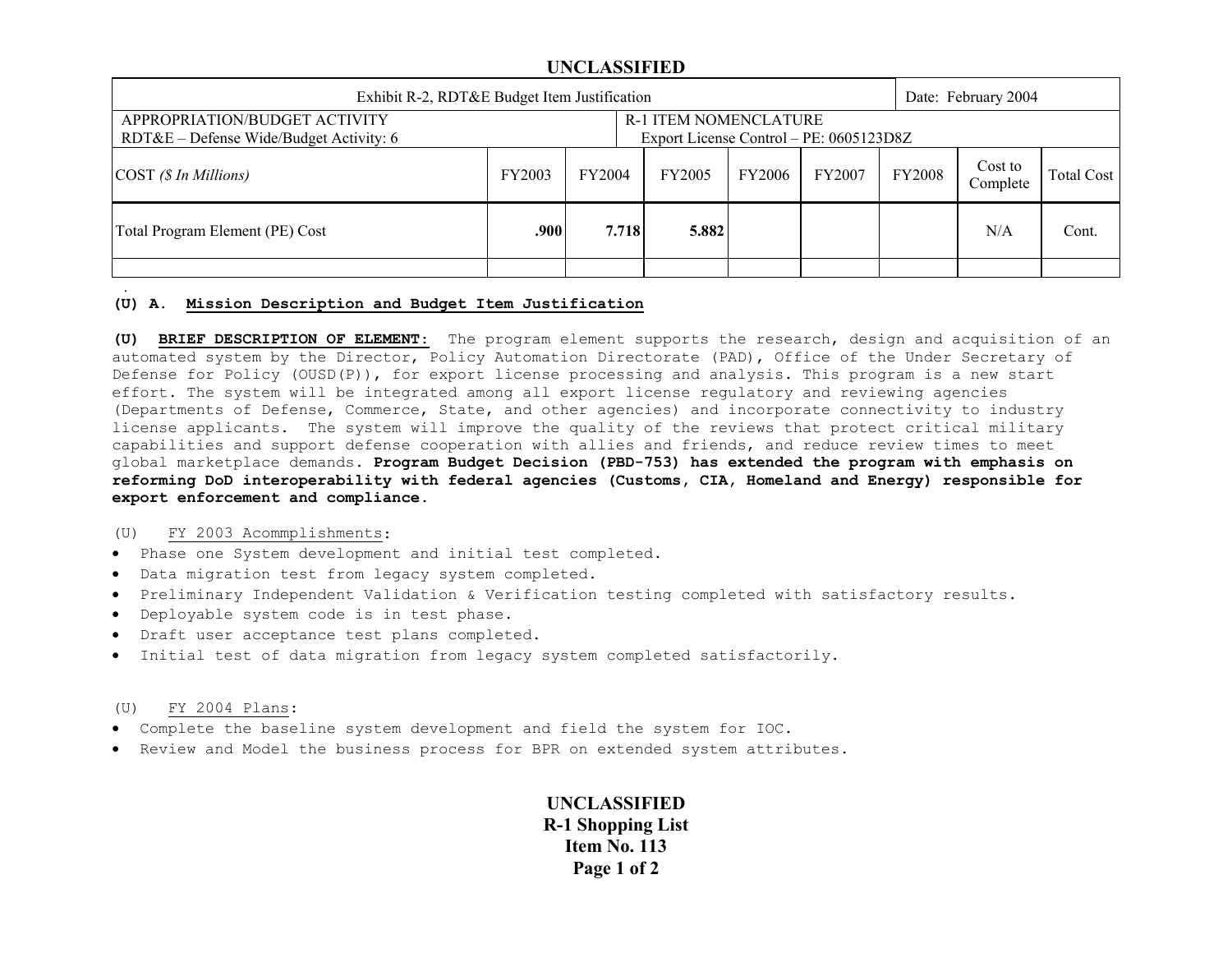UNCLASSIFIED

| Exhibit R-2, RDT&E Budget Item Justification | | | | | | | | Date: February 2004 |
|---|---|---|---|---|---|---|---|---|
| APPROPRIATION/BUDGET ACTIVITY<br>RDT&E – Defense Wide/Budget Activity: 6 | | | R-1 ITEM NOMENCLATURE<br>Export License Control – PE: 0605123D8Z | | | | | |
| COST *($ In Millions)* | FY2003 | FY2004 | FY2005 | FY2006 | FY2007 | FY2008 | Cost to Complete | Total Cost |
| Total Program Element (PE) Cost | **.900** | **7.718** | **5.882** | | | | N/A | Cont. |
| | | | | | | | | |

**(U) A. <u>Mission Description and Budget Item Justification</u>**

**(U) <u>BRIEF DESCRIPTION OF ELEMENT:</u>** The program element supports the research, design and acquisition of an automated system by the Director, Policy Automation Directorate (PAD), Office of the Under Secretary of Defense for Policy (OUSD(P)), for export license processing and analysis. This program is a new start effort. The system will be integrated among all export license regulatory and reviewing agencies (Departments of Defense, Commerce, State, and other agencies) and incorporate connectivity to industry license applicants. The system will improve the quality of the reviews that protect critical military capabilities and support defense cooperation with allies and friends, and reduce review times to meet global marketplace demands. **Program Budget Decision (PBD-753) has extended the program with emphasis on reforming DoD interoperability with federal agencies (Customs, CIA, Homeland and Energy) responsible for export enforcement and compliance.**

(U) <u>FY 2003 Acommplishments</u>:

- Phase one System development and initial test completed.
- Data migration test from legacy system completed.
- Preliminary Independent Validation & Verification testing completed with satisfactory results.
- Deployable system code is in test phase.
- Draft user acceptance test plans completed.
- Initial test of data migration from legacy system completed satisfactorily.

(U) <u>FY 2004 Plans</u>:

- Complete the baseline system development and field the system for IOC.
- Review and Model the business process for BPR on extended system attributes.

UNCLASSIFIED
R-1 Shopping List
Item No. 113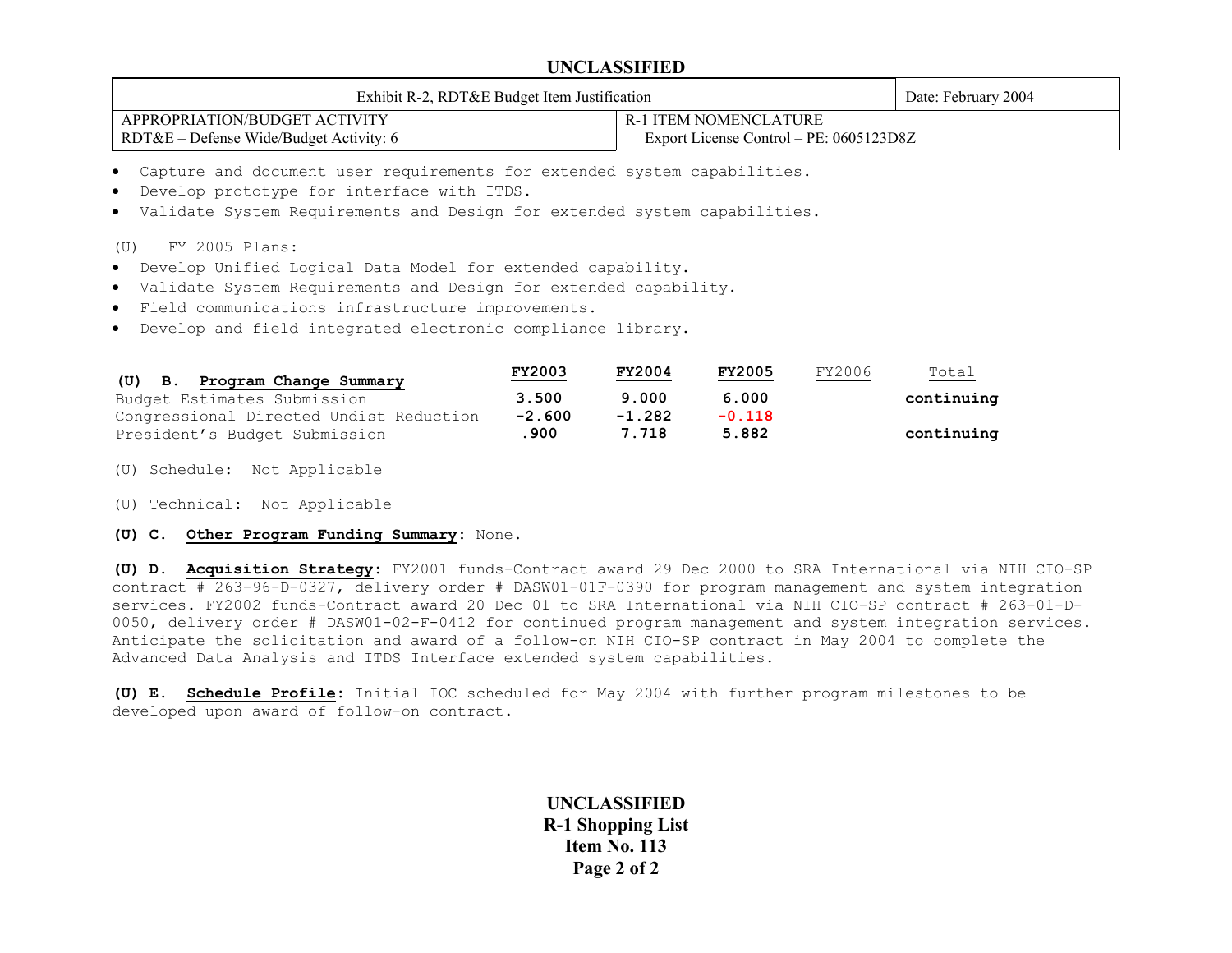UNCLASSIFIED

| Exhibit R-2, RDT&E Budget Item Justification | Date: February 2004 |
|---|---|
| APPROPRIATION/BUDGET ACTIVITY<br>RDT&E – Defense Wide/Budget Activity: 6 | R-1 ITEM NOMENCLATURE<br>Export License Control – PE: 0605123D8Z |

- Capture and document user requirements for extended system capabilities.
- Develop prototype for interface with ITDS.
- Validate System Requirements and Design for extended system capabilities.

(U) FY 2005 Plans:

- Develop Unified Logical Data Model for extended capability.
- Validate System Requirements and Design for extended capability.
- Field communications infrastructure improvements.
- Develop and field integrated electronic compliance library.

| (U) B. **Program Change Summary** | FY2003 | FY2004 | FY2005 | FY2006 | Total |
|---|---|---|---|---|---|
| Budget Estimates Submission | 3.500 | 9.000 | 6.000 | | continuing |
| Congressional Directed Undist Reduction | -2.600 | -1.282 | -0.118 | | |
| President's Budget Submission | .900 | 7.718 | 5.882 | | continuing |

(U) Schedule: Not Applicable

(U) Technical: Not Applicable

**(U) C. Other Program Funding Summary**: None.

**(U) D. Acquisition Strategy**: FY2001 funds-Contract award 29 Dec 2000 to SRA International via NIH CIO-SP contract # 263-96-D-0327, delivery order # DASW01-01F-0390 for program management and system integration services. FY2002 funds-Contract award 20 Dec 01 to SRA International via NIH CIO-SP contract # 263-01-D-0050, delivery order # DASW01-02-F-0412 for continued program management and system integration services. Anticipate the solicitation and award of a follow-on NIH CIO-SP contract in May 2004 to complete the Advanced Data Analysis and ITDS Interface extended system capabilities.

**(U) E. Schedule Profile**: Initial IOC scheduled for May 2004 with further program milestones to be developed upon award of follow-on contract.

UNCLASSIFIED
R-1 Shopping List
Item No. 113